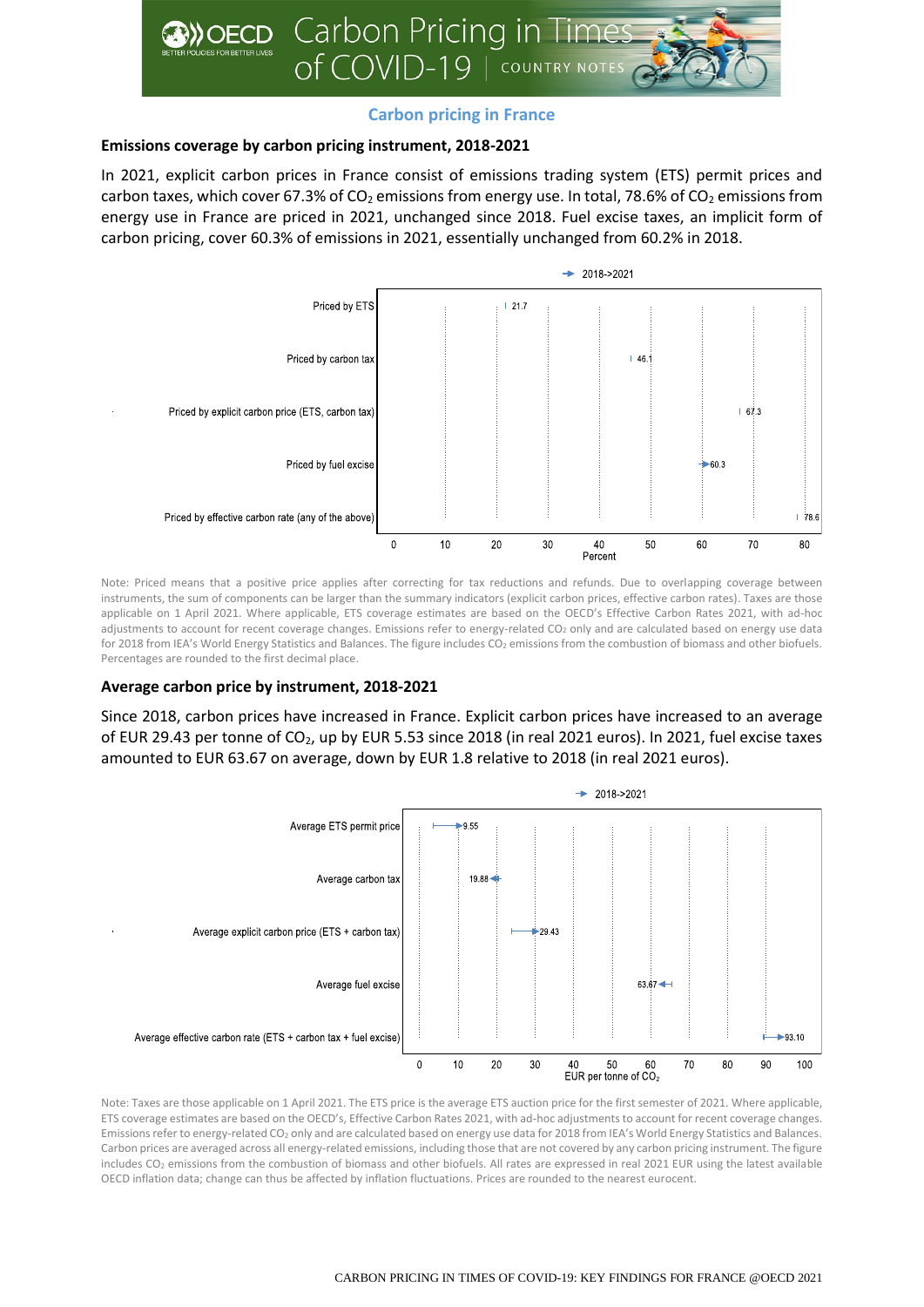## Carbon pricing in France

### Emissions coverage by carbon pricing instrument, 2018-2021

In 2021, explicit carbon prices in France consist of emissions trading system (ETS) permit prices and carbon taxes, which cover 67.3% of $CO_2$ emissions from energy use. In total, 78.6% of $CO_2$ emissions from energy use in France are priced in 2021, unchanged since 2018. Fuel excise taxes, an implicit form of carbon pricing, cover 60.3% of emissions in 2021, essentially unchanged from 60.2% in 2018.

| Instrument (2018->2021) | Percent (2021) |
|---|---|
| Priced by ETS | 21.7 |
| Priced by carbon tax | 46.1 |
| Priced by explicit carbon price (ETS, carbon tax) | 67.3 |
| Priced by fuel excise | 60.3 |
| Priced by effective carbon rate (any of the above) | 78.6 |

Note: Priced means that a positive price applies after correcting for tax reductions and refunds. Due to overlapping coverage between instruments, the sum of components can be larger than the summary indicators (explicit carbon prices, effective carbon rates). Taxes are those applicable on 1 April 2021. Where applicable, ETS coverage estimates are based on the OECD's Effective Carbon Rates 2021, with ad-hoc adjustments to account for recent coverage changes. Emissions refer to energy-related $CO_2$ only and are calculated based on energy use data for 2018 from IEA's World Energy Statistics and Balances. The figure includes $CO_2$ emissions from the combustion of biomass and other biofuels. Percentages are rounded to the first decimal place.

### Average carbon price by instrument, 2018-2021

Since 2018, carbon prices have increased in France. Explicit carbon prices have increased to an average of EUR 29.43 per tonne of $CO_2$, up by EUR 5.53 since 2018 (in real 2021 euros). In 2021, fuel excise taxes amounted to EUR 63.67 on average, down by EUR 1.8 relative to 2018 (in real 2021 euros).

| Instrument (2018->2021) | EUR per tonne of $CO_2$ (2021) |
|---|---|
| Average ETS permit price | 9.55 |
| Average carbon tax | 19.88 |
| Average explicit carbon price (ETS + carbon tax) | 29.43 |
| Average fuel excise | 63.67 |
| Average effective carbon rate (ETS + carbon tax + fuel excise) | 93.10 |

Note: Taxes are those applicable on 1 April 2021. The ETS price is the average ETS auction price for the first semester of 2021. Where applicable, ETS coverage estimates are based on the OECD's, Effective Carbon Rates 2021, with ad-hoc adjustments to account for recent coverage changes. Emissions refer to energy-related $CO_2$ only and are calculated based on energy use data for 2018 from IEA's World Energy Statistics and Balances. Carbon prices are averaged across all energy-related emissions, including those that are not covered by any carbon pricing instrument. The figure includes $CO_2$ emissions from the combustion of biomass and other biofuels. All rates are expressed in real 2021 EUR using the latest available OECD inflation data; change can thus be affected by inflation fluctuations. Prices are rounded to the nearest eurocent.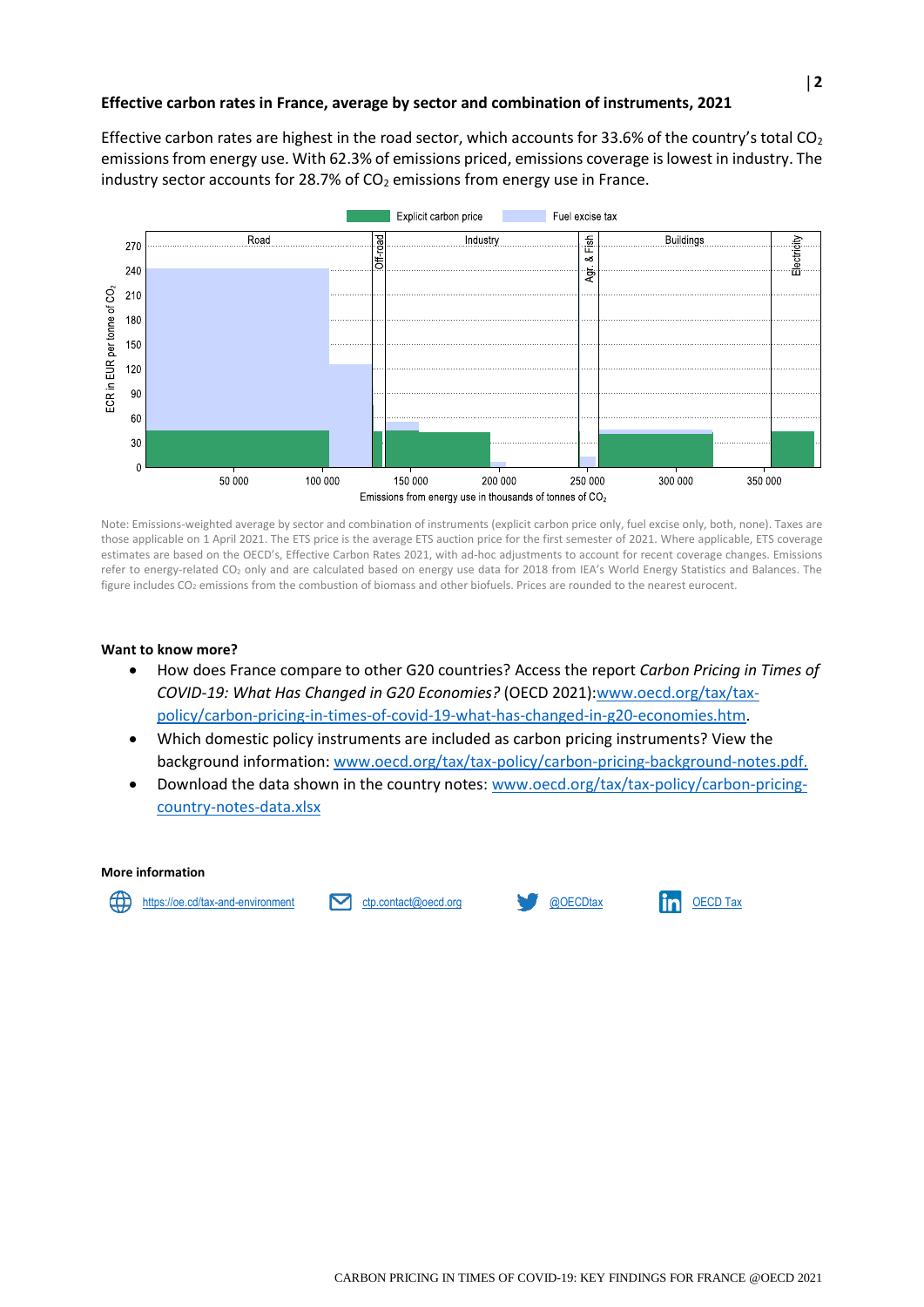**Effective carbon rates in France, average by sector and combination of instruments, 2021**

Effective carbon rates are highest in the road sector, which accounts for 33.6% of the country's total $CO_2$ emissions from energy use. With 62.3% of emissions priced, emissions coverage is lowest in industry. The industry sector accounts for 28.7% of $CO_2$ emissions from energy use in France.

Explicit carbon price
Fuel excise tax

Road
Off-road
Industry
Agr. & Fish
Buildings
Electricity

ECR in EUR per tonne of $CO_2$

270
240
210
180
150
120
90
60
30
0

50 000
100 000
150 000
200 000
250 000
300 000
350 000

Emissions from energy use in thousands of tonnes of $CO_2$

Note: Emissions-weighted average by sector and combination of instruments (explicit carbon price only, fuel excise only, both, none). Taxes are those applicable on 1 April 2021. The ETS price is the average ETS auction price for the first semester of 2021. Where applicable, ETS coverage estimates are based on the OECD's, Effective Carbon Rates 2021, with ad-hoc adjustments to account for recent coverage changes. Emissions refer to energy-related $CO_2$ only and are calculated based on energy use data for 2018 from IEA's World Energy Statistics and Balances. The figure includes $CO_2$ emissions from the combustion of biomass and other biofuels. Prices are rounded to the nearest eurocent.

**Want to know more?**

- How does France compare to other G20 countries? Access the report *Carbon Pricing in Times of COVID-19: What Has Changed in G20 Economies?* (OECD 2021):www.oecd.org/tax/tax-policy/carbon-pricing-in-times-of-covid-19-what-has-changed-in-g20-economies.htm.
- Which domestic policy instruments are included as carbon pricing instruments? View the background information: www.oecd.org/tax/tax-policy/carbon-pricing-background-notes.pdf.
- Download the data shown in the country notes: www.oecd.org/tax/tax-policy/carbon-pricing-country-notes-data.xlsx

**More information**

https://oe.cd/tax-and-environment    ctp.contact@oecd.org    @OECDtax    OECD Tax